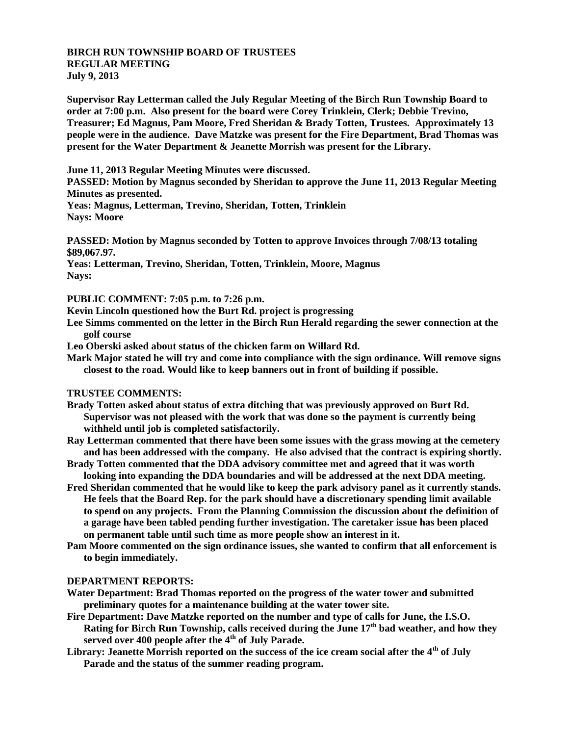**BIRCH RUN TOWNSHIP BOARD OF TRUSTEES**
**REGULAR MEETING**
**July 9, 2013**

**Supervisor Ray Letterman called the July Regular Meeting of the Birch Run Township Board to order at 7:00 p.m. Also present for the board were Corey Trinklein, Clerk; Debbie Trevino, Treasurer; Ed Magnus, Pam Moore, Fred Sheridan & Brady Totten, Trustees. Approximately 13 people were in the audience. Dave Matzke was present for the Fire Department, Brad Thomas was present for the Water Department & Jeanette Morrish was present for the Library.**

**June 11, 2013 Regular Meeting Minutes were discussed.**
**PASSED: Motion by Magnus seconded by Sheridan to approve the June 11, 2013 Regular Meeting Minutes as presented.**
**Yeas: Magnus, Letterman, Trevino, Sheridan, Totten, Trinklein**
**Nays: Moore**

**PASSED: Motion by Magnus seconded by Totten to approve Invoices through 7/08/13 totaling $89,067.97.**
**Yeas: Letterman, Trevino, Sheridan, Totten, Trinklein, Moore, Magnus**
**Nays:**

**PUBLIC COMMENT: 7:05 p.m. to 7:26 p.m.**
**Kevin Lincoln questioned how the Burt Rd. project is progressing**
**Lee Simms commented on the letter in the Birch Run Herald regarding the sewer connection at the golf course**
**Leo Oberski asked about status of the chicken farm on Willard Rd.**
**Mark Major stated he will try and come into compliance with the sign ordinance. Will remove signs closest to the road. Would like to keep banners out in front of building if possible.**

**TRUSTEE COMMENTS:**
**Brady Totten asked about status of extra ditching that was previously approved on Burt Rd. Supervisor was not pleased with the work that was done so the payment is currently being withheld until job is completed satisfactorily.**
**Ray Letterman commented that there have been some issues with the grass mowing at the cemetery and has been addressed with the company. He also advised that the contract is expiring shortly.**
**Brady Totten commented that the DDA advisory committee met and agreed that it was worth looking into expanding the DDA boundaries and will be addressed at the next DDA meeting.**
**Fred Sheridan commented that he would like to keep the park advisory panel as it currently stands. He feels that the Board Rep. for the park should have a discretionary spending limit available to spend on any projects. From the Planning Commission the discussion about the definition of a garage have been tabled pending further investigation. The caretaker issue has been placed on permanent table until such time as more people show an interest in it.**
**Pam Moore commented on the sign ordinance issues, she wanted to confirm that all enforcement is to begin immediately.**

**DEPARTMENT REPORTS:**
**Water Department: Brad Thomas reported on the progress of the water tower and submitted preliminary quotes for a maintenance building at the water tower site.**
**Fire Department: Dave Matzke reported on the number and type of calls for June, the I.S.O. Rating for Birch Run Township, calls received during the June 17th bad weather, and how they served over 400 people after the 4th of July Parade.**
**Library: Jeanette Morrish reported on the success of the ice cream social after the 4th of July Parade and the status of the summer reading program.**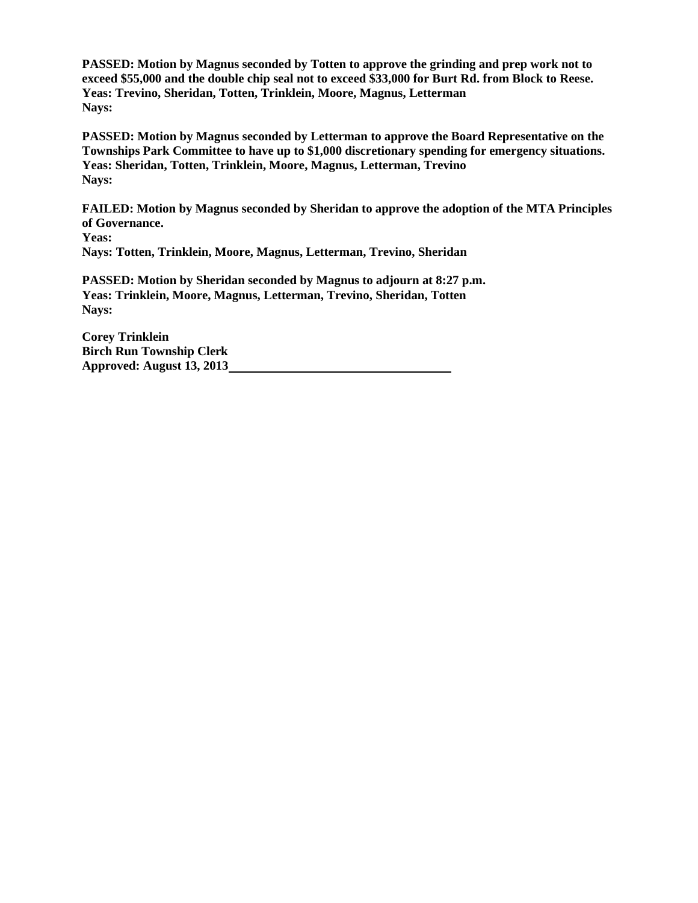**PASSED: Motion by Magnus seconded by Totten to approve the grinding and prep work not to exceed $55,000 and the double chip seal not to exceed $33,000 for Burt Rd. from Block to Reese.**
**Yeas: Trevino, Sheridan, Totten, Trinklein, Moore, Magnus, Letterman**
**Nays:**

**PASSED: Motion by Magnus seconded by Letterman to approve the Board Representative on the Townships Park Committee to have up to $1,000 discretionary spending for emergency situations.**
**Yeas: Sheridan, Totten, Trinklein, Moore, Magnus, Letterman, Trevino**
**Nays:**

**FAILED: Motion by Magnus seconded by Sheridan to approve the adoption of the MTA Principles of Governance.**
**Yeas:**
**Nays: Totten, Trinklein, Moore, Magnus, Letterman, Trevino, Sheridan**

**PASSED: Motion by Sheridan seconded by Magnus to adjourn at 8:27 p.m.**
**Yeas: Trinklein, Moore, Magnus, Letterman, Trevino, Sheridan, Totten**
**Nays:**

**Corey Trinklein**
**Birch Run Township Clerk**
**Approved: August 13, 2013**\_\_\_\_\_\_\_\_\_\_\_\_\_\_\_\_\_\_\_\_\_\_\_\_\_\_\_\_\_\_\_\_\_\_\_\_